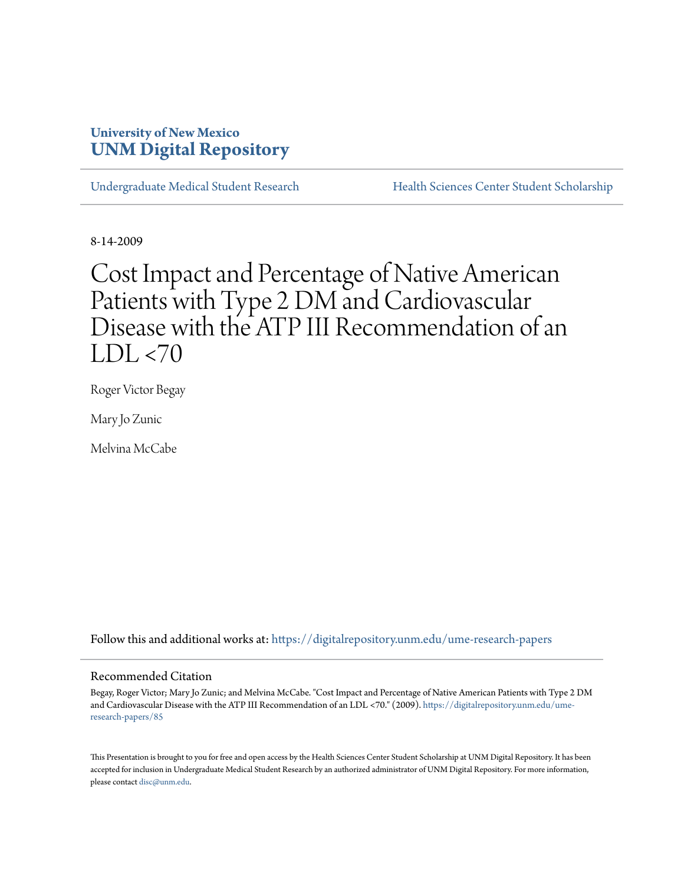University of New Mexico
**UNM Digital Repository**

Undergraduate Medical Student Research | Health Sciences Center Student Scholarship

8-14-2009

# Cost Impact and Percentage of Native American Patients with Type 2 DM and Cardiovascular Disease with the ATP III Recommendation of an LDL <70

Roger Victor Begay

Mary Jo Zunic

Melvina McCabe

Follow this and additional works at: https://digitalrepository.unm.edu/ume-research-papers

## Recommended Citation

Begay, Roger Victor; Mary Jo Zunic; and Melvina McCabe. "Cost Impact and Percentage of Native American Patients with Type 2 DM and Cardiovascular Disease with the ATP III Recommendation of an LDL <70." (2009). https://digitalrepository.unm.edu/ume-research-papers/85

This Presentation is brought to you for free and open access by the Health Sciences Center Student Scholarship at UNM Digital Repository. It has been accepted for inclusion in Undergraduate Medical Student Research by an authorized administrator of UNM Digital Repository. For more information, please contact disc@unm.edu.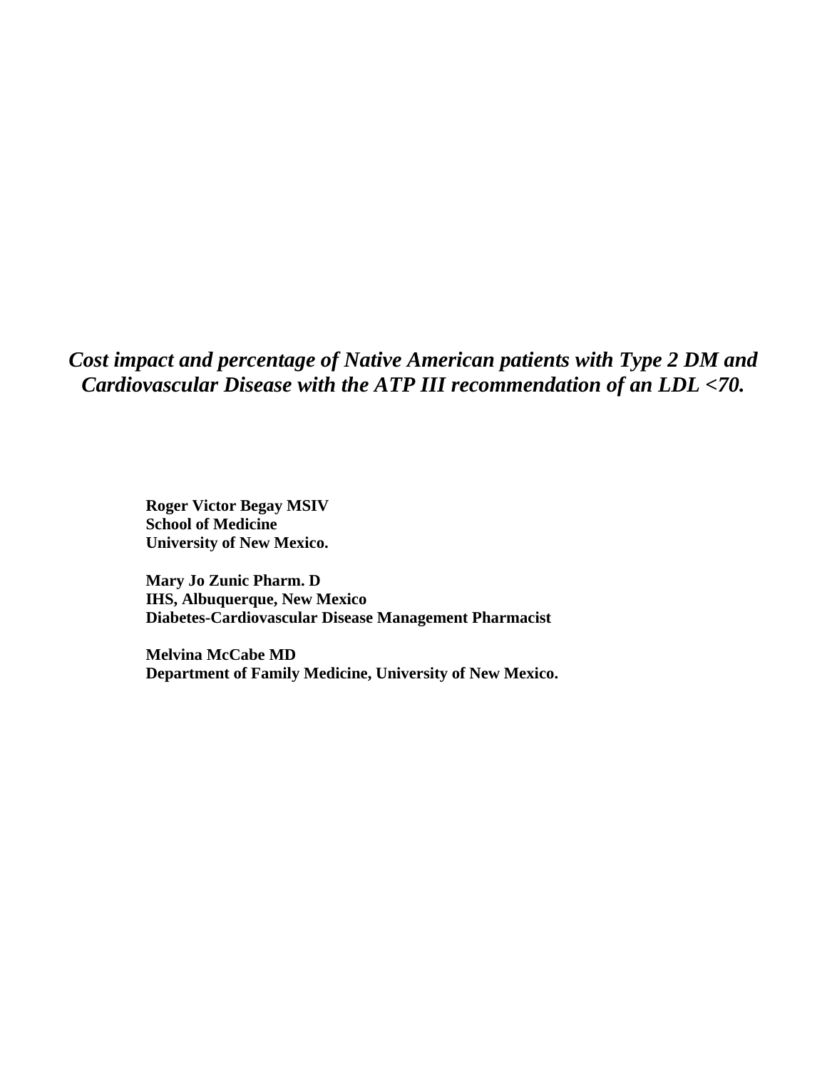# *Cost impact and percentage of Native American patients with Type 2 DM and Cardiovascular Disease with the ATP III recommendation of an LDL <70.*

**Roger Victor Begay MSIV**
**School of Medicine**
**University of New Mexico.**

**Mary Jo Zunic Pharm. D**
**IHS, Albuquerque, New Mexico**
**Diabetes-Cardiovascular Disease Management Pharmacist**

**Melvina McCabe MD**
**Department of Family Medicine, University of New Mexico.**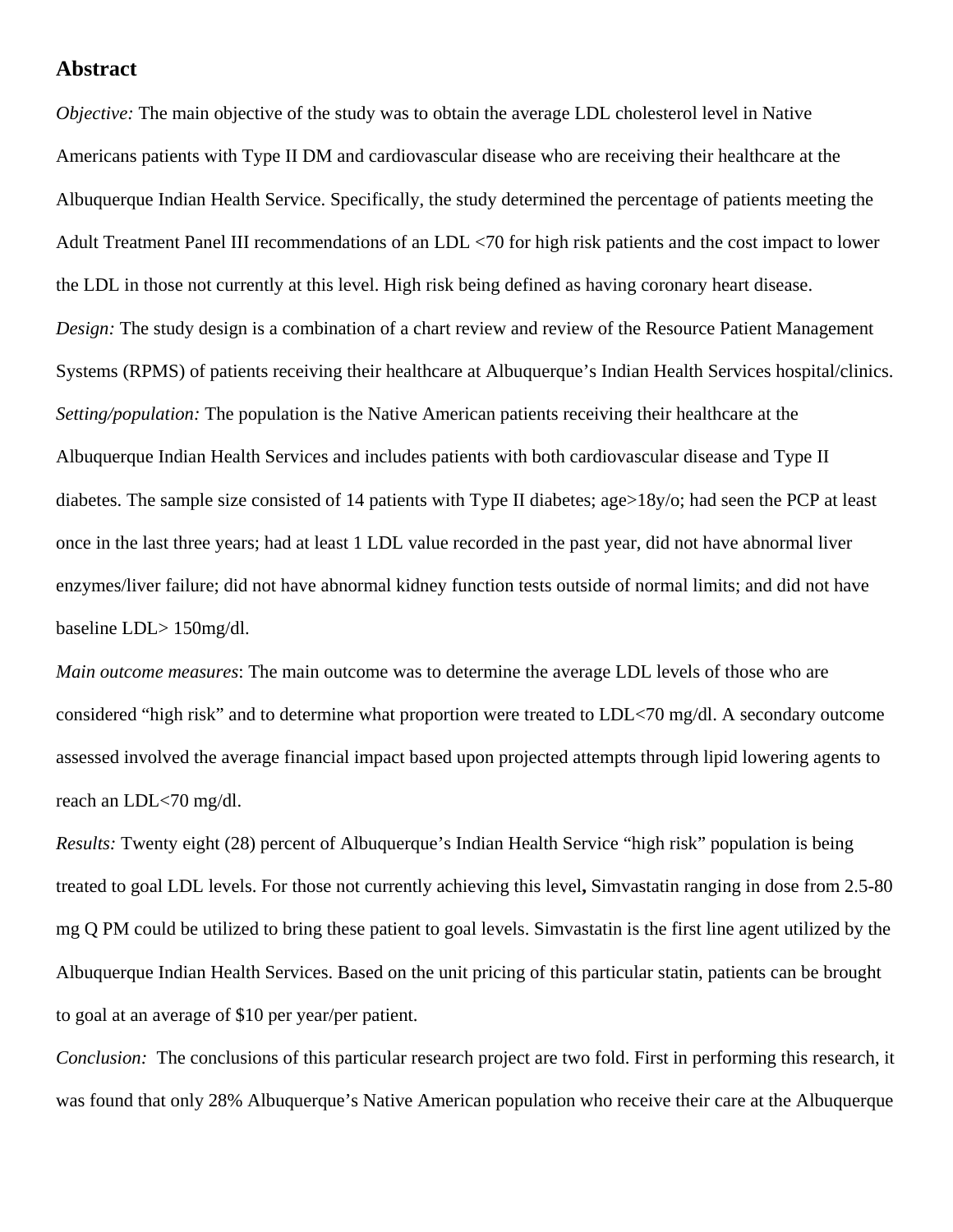## Abstract

*Objective:* The main objective of the study was to obtain the average LDL cholesterol level in Native Americans patients with Type II DM and cardiovascular disease who are receiving their healthcare at the Albuquerque Indian Health Service. Specifically, the study determined the percentage of patients meeting the Adult Treatment Panel III recommendations of an LDL <70 for high risk patients and the cost impact to lower the LDL in those not currently at this level. High risk being defined as having coronary heart disease.

*Design:* The study design is a combination of a chart review and review of the Resource Patient Management Systems (RPMS) of patients receiving their healthcare at Albuquerque's Indian Health Services hospital/clinics.

*Setting/population:* The population is the Native American patients receiving their healthcare at the Albuquerque Indian Health Services and includes patients with both cardiovascular disease and Type II diabetes. The sample size consisted of 14 patients with Type II diabetes; age>18y/o; had seen the PCP at least once in the last three years; had at least 1 LDL value recorded in the past year, did not have abnormal liver enzymes/liver failure; did not have abnormal kidney function tests outside of normal limits; and did not have baseline LDL> 150mg/dl.

*Main outcome measures*: The main outcome was to determine the average LDL levels of those who are considered "high risk" and to determine what proportion were treated to LDL<70 mg/dl. A secondary outcome assessed involved the average financial impact based upon projected attempts through lipid lowering agents to reach an LDL<70 mg/dl.

*Results:* Twenty eight (28) percent of Albuquerque's Indian Health Service "high risk" population is being treated to goal LDL levels. For those not currently achieving this level**,** Simvastatin ranging in dose from 2.5-80 mg Q PM could be utilized to bring these patient to goal levels. Simvastatin is the first line agent utilized by the Albuquerque Indian Health Services. Based on the unit pricing of this particular statin, patients can be brought to goal at an average of $10 per year/per patient.

*Conclusion:* The conclusions of this particular research project are two fold. First in performing this research, it was found that only 28% Albuquerque's Native American population who receive their care at the Albuquerque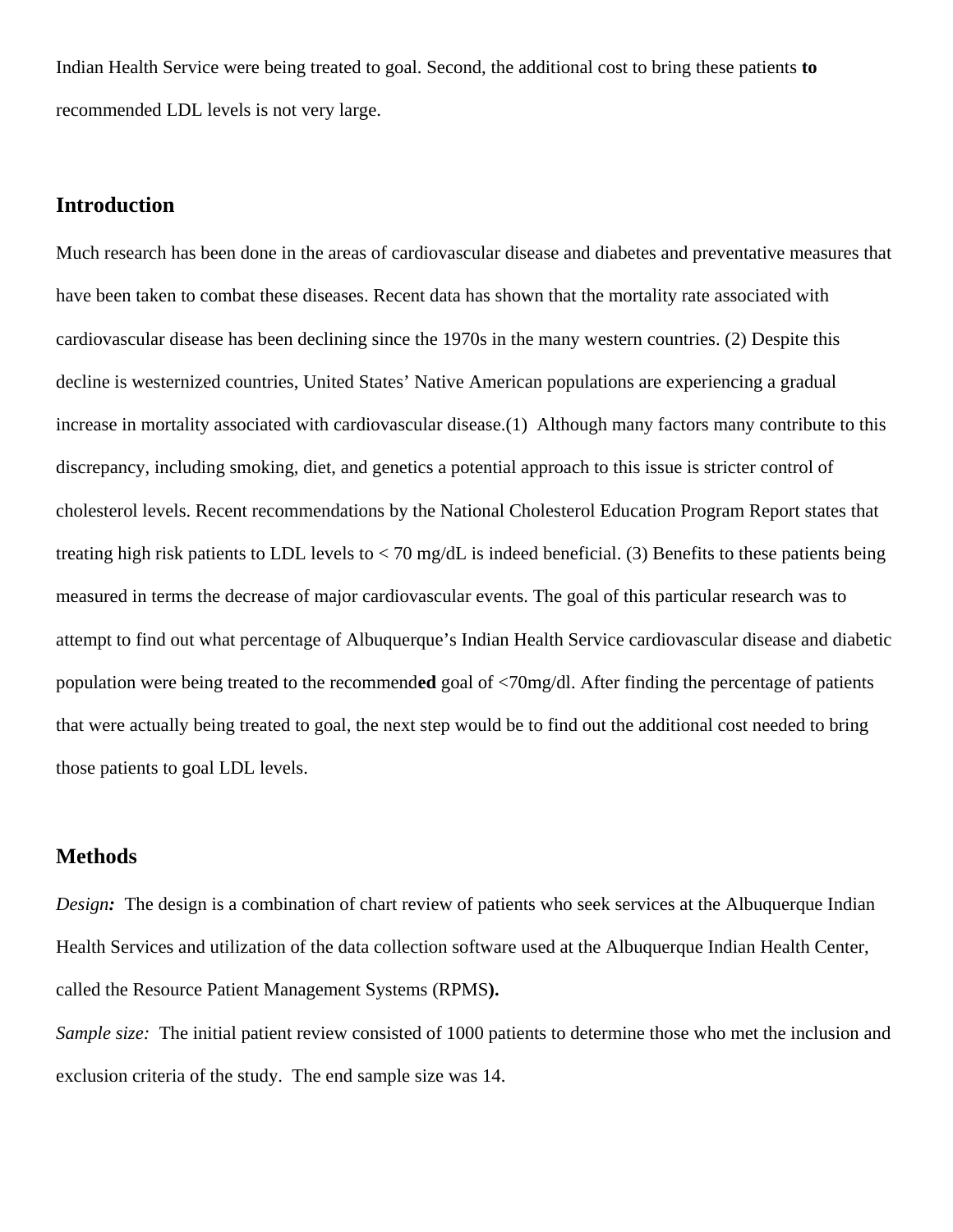Indian Health Service were being treated to goal. Second, the additional cost to bring these patients **to** recommended LDL levels is not very large.

## Introduction

Much research has been done in the areas of cardiovascular disease and diabetes and preventative measures that have been taken to combat these diseases. Recent data has shown that the mortality rate associated with cardiovascular disease has been declining since the 1970s in the many western countries. (2) Despite this decline is westernized countries, United States' Native American populations are experiencing a gradual increase in mortality associated with cardiovascular disease.(1)  Although many factors many contribute to this discrepancy, including smoking, diet, and genetics a potential approach to this issue is stricter control of cholesterol levels. Recent recommendations by the National Cholesterol Education Program Report states that treating high risk patients to LDL levels to < 70 mg/dL is indeed beneficial. (3) Benefits to these patients being measured in terms the decrease of major cardiovascular events. The goal of this particular research was to attempt to find out what percentage of Albuquerque's Indian Health Service cardiovascular disease and diabetic population were being treated to the recommend**ed** goal of <70mg/dl. After finding the percentage of patients that were actually being treated to goal, the next step would be to find out the additional cost needed to bring those patients to goal LDL levels.

## Methods

*Design:* The design is a combination of chart review of patients who seek services at the Albuquerque Indian Health Services and utilization of the data collection software used at the Albuquerque Indian Health Center, called the Resource Patient Management Systems (RPMS**).**

*Sample size:* The initial patient review consisted of 1000 patients to determine those who met the inclusion and exclusion criteria of the study. The end sample size was 14.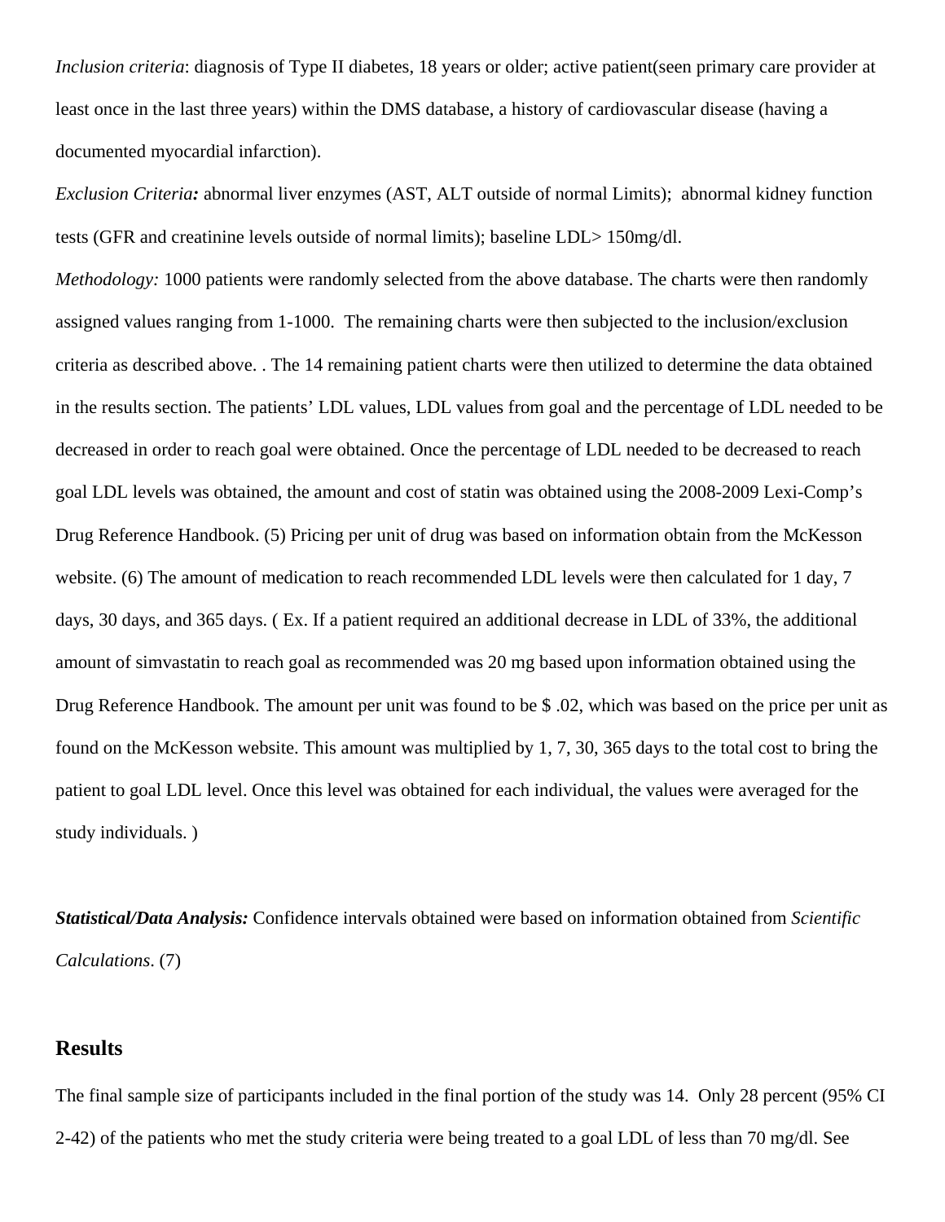*Inclusion criteria*: diagnosis of Type II diabetes, 18 years or older; active patient(seen primary care provider at least once in the last three years) within the DMS database, a history of cardiovascular disease (having a documented myocardial infarction).

*Exclusion Criteria:* abnormal liver enzymes (AST, ALT outside of normal Limits); abnormal kidney function tests (GFR and creatinine levels outside of normal limits); baseline LDL> 150mg/dl.

*Methodology:* 1000 patients were randomly selected from the above database. The charts were then randomly assigned values ranging from 1-1000. The remaining charts were then subjected to the inclusion/exclusion criteria as described above. . The 14 remaining patient charts were then utilized to determine the data obtained in the results section. The patients' LDL values, LDL values from goal and the percentage of LDL needed to be decreased in order to reach goal were obtained. Once the percentage of LDL needed to be decreased to reach goal LDL levels was obtained, the amount and cost of statin was obtained using the 2008-2009 Lexi-Comp's Drug Reference Handbook. (5) Pricing per unit of drug was based on information obtain from the McKesson website. (6) The amount of medication to reach recommended LDL levels were then calculated for 1 day, 7 days, 30 days, and 365 days. ( Ex. If a patient required an additional decrease in LDL of 33%, the additional amount of simvastatin to reach goal as recommended was 20 mg based upon information obtained using the Drug Reference Handbook. The amount per unit was found to be $ .02, which was based on the price per unit as found on the McKesson website. This amount was multiplied by 1, 7, 30, 365 days to the total cost to bring the patient to goal LDL level. Once this level was obtained for each individual, the values were averaged for the study individuals. )

***Statistical/Data Analysis:*** Confidence intervals obtained were based on information obtained from *Scientific Calculations*. (7)

## Results

The final sample size of participants included in the final portion of the study was 14. Only 28 percent (95% CI 2-42) of the patients who met the study criteria were being treated to a goal LDL of less than 70 mg/dl. See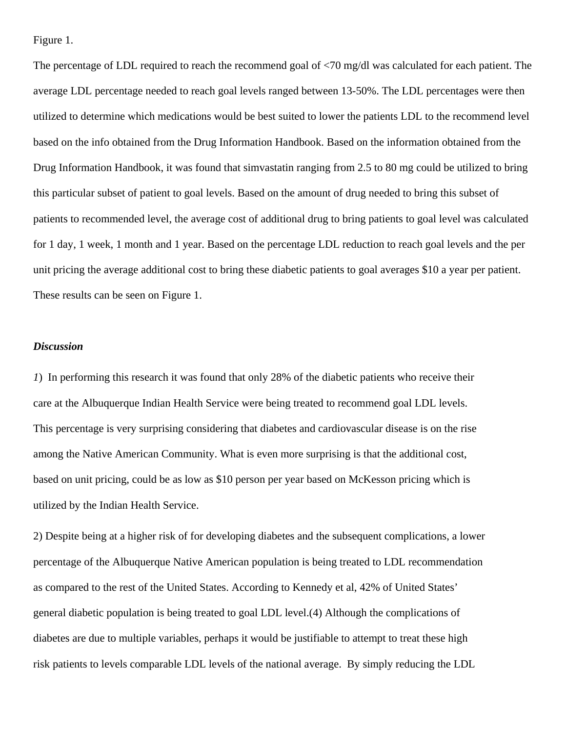Figure 1.

The percentage of LDL required to reach the recommend goal of <70 mg/dl was calculated for each patient. The average LDL percentage needed to reach goal levels ranged between 13-50%. The LDL percentages were then utilized to determine which medications would be best suited to lower the patients LDL to the recommend level based on the info obtained from the Drug Information Handbook. Based on the information obtained from the Drug Information Handbook, it was found that simvastatin ranging from 2.5 to 80 mg could be utilized to bring this particular subset of patient to goal levels. Based on the amount of drug needed to bring this subset of patients to recommended level, the average cost of additional drug to bring patients to goal level was calculated for 1 day, 1 week, 1 month and 1 year. Based on the percentage LDL reduction to reach goal levels and the per unit pricing the average additional cost to bring these diabetic patients to goal averages $10 a year per patient. These results can be seen on Figure 1.

***Discussion***

*1*) In performing this research it was found that only 28% of the diabetic patients who receive their care at the Albuquerque Indian Health Service were being treated to recommend goal LDL levels. This percentage is very surprising considering that diabetes and cardiovascular disease is on the rise among the Native American Community. What is even more surprising is that the additional cost, based on unit pricing, could be as low as $10 person per year based on McKesson pricing which is utilized by the Indian Health Service.

2) Despite being at a higher risk of for developing diabetes and the subsequent complications, a lower percentage of the Albuquerque Native American population is being treated to LDL recommendation as compared to the rest of the United States. According to Kennedy et al, 42% of United States' general diabetic population is being treated to goal LDL level.(4) Although the complications of diabetes are due to multiple variables, perhaps it would be justifiable to attempt to treat these high risk patients to levels comparable LDL levels of the national average. By simply reducing the LDL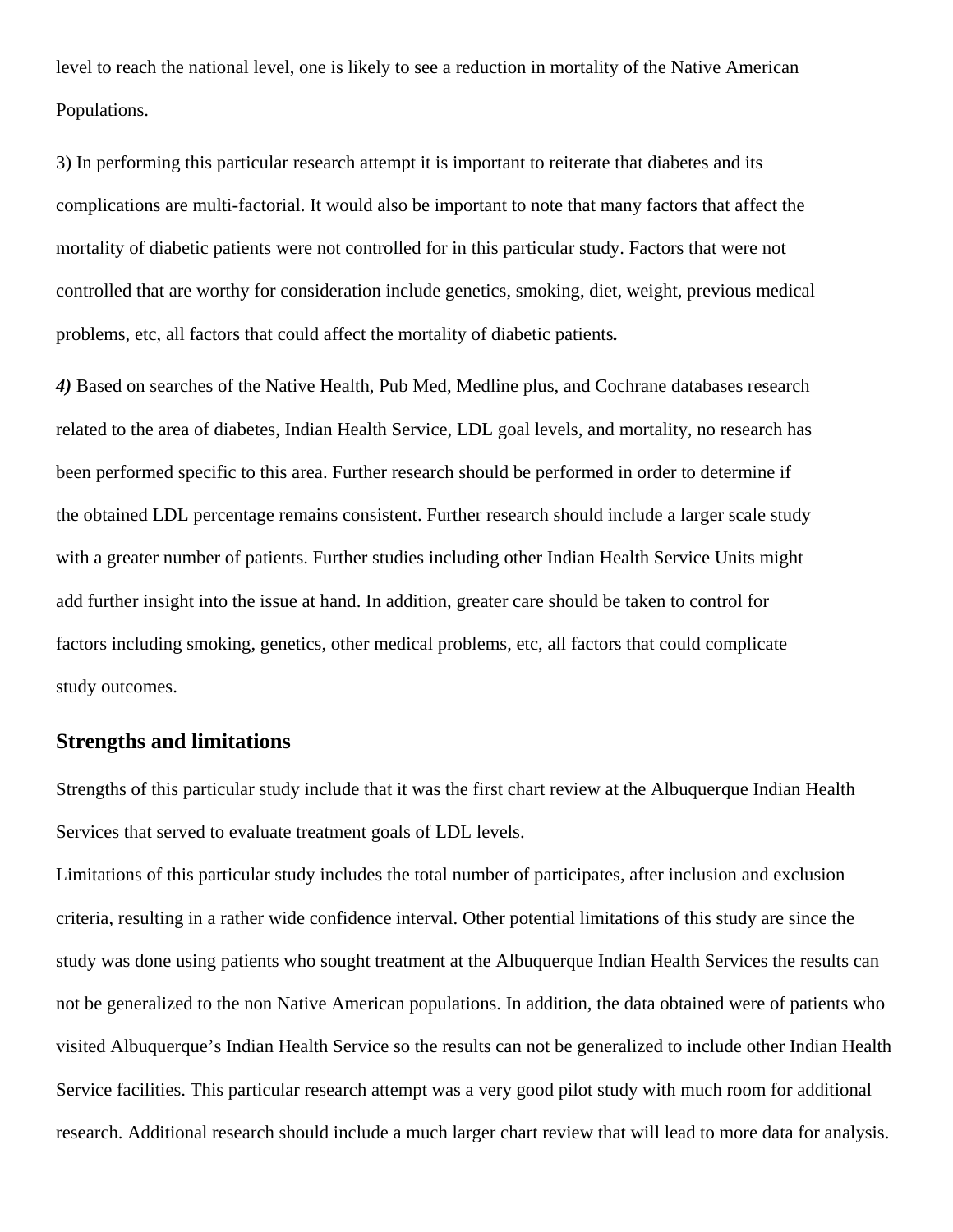level to reach the national level, one is likely to see a reduction in mortality of the Native American Populations.

3) In performing this particular research attempt it is important to reiterate that diabetes and its complications are multi-factorial. It would also be important to note that many factors that affect the mortality of diabetic patients were not controlled for in this particular study. Factors that were not controlled that are worthy for consideration include genetics, smoking, diet, weight, previous medical problems, etc, all factors that could affect the mortality of diabetic patients**.**

***4)*** Based on searches of the Native Health, Pub Med, Medline plus, and Cochrane databases research related to the area of diabetes, Indian Health Service, LDL goal levels, and mortality, no research has been performed specific to this area. Further research should be performed in order to determine if the obtained LDL percentage remains consistent. Further research should include a larger scale study with a greater number of patients. Further studies including other Indian Health Service Units might add further insight into the issue at hand. In addition, greater care should be taken to control for factors including smoking, genetics, other medical problems, etc, all factors that could complicate study outcomes.

## Strengths and limitations

Strengths of this particular study include that it was the first chart review at the Albuquerque Indian Health Services that served to evaluate treatment goals of LDL levels.

Limitations of this particular study includes the total number of participates, after inclusion and exclusion criteria, resulting in a rather wide confidence interval. Other potential limitations of this study are since the study was done using patients who sought treatment at the Albuquerque Indian Health Services the results can not be generalized to the non Native American populations. In addition, the data obtained were of patients who visited Albuquerque's Indian Health Service so the results can not be generalized to include other Indian Health Service facilities. This particular research attempt was a very good pilot study with much room for additional research. Additional research should include a much larger chart review that will lead to more data for analysis.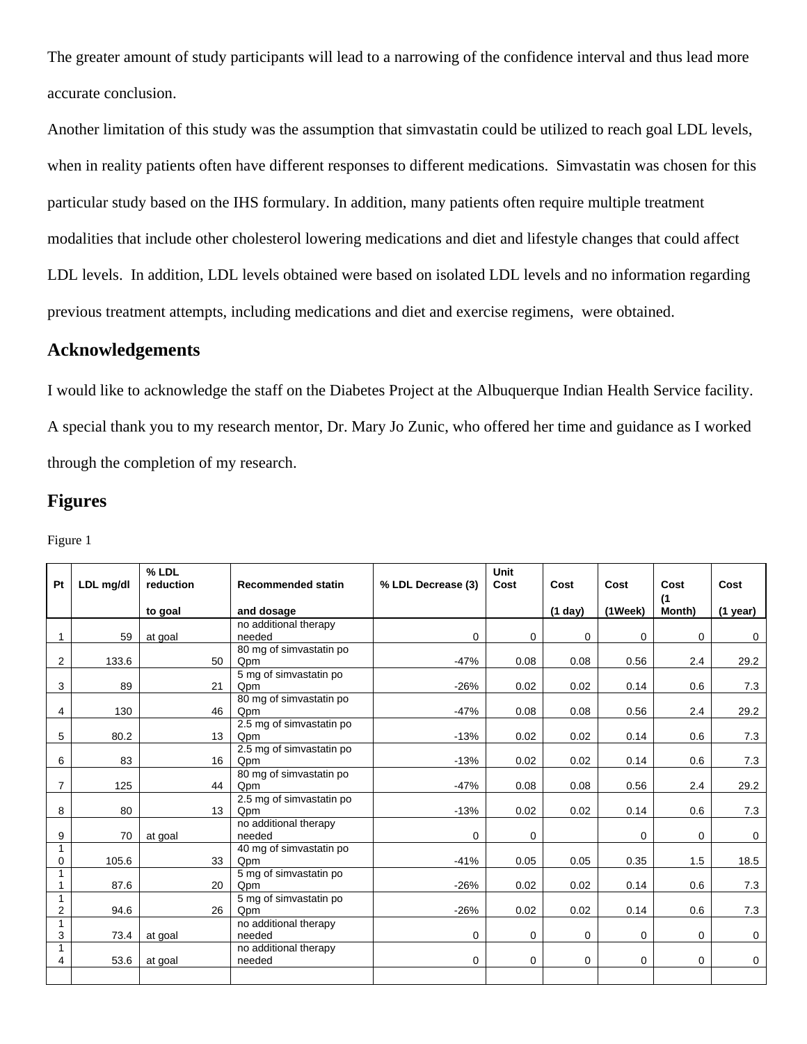The greater amount of study participants will lead to a narrowing of the confidence interval and thus lead more accurate conclusion.

Another limitation of this study was the assumption that simvastatin could be utilized to reach goal LDL levels, when in reality patients often have different responses to different medications.  Simvastatin was chosen for this particular study based on the IHS formulary. In addition, many patients often require multiple treatment modalities that include other cholesterol lowering medications and diet and lifestyle changes that could affect LDL levels.  In addition, LDL levels obtained were based on isolated LDL levels and no information regarding previous treatment attempts, including medications and diet and exercise regimens,  were obtained.

## Acknowledgements

I would like to acknowledge the staff on the Diabetes Project at the Albuquerque Indian Health Service facility. A special thank you to my research mentor, Dr. Mary Jo Zunic, who offered her time and guidance as I worked through the completion of my research.

## Figures

Figure 1

| Pt | LDL mg/dl | % LDL reduction to goal | Recommended statin and dosage | % LDL Decrease (3) | Unit Cost | Cost (1 day) | Cost (1Week) | Cost (1 Month) | Cost (1 year) |
|---|---|---|---|---|---|---|---|---|---|
| 1 | 59 | at goal | no additional therapy needed | 0 | 0 | 0 | 0 | 0 | 0 |
| 2 | 133.6 | 50 | 80 mg of simvastatin po Qpm | -47% | 0.08 | 0.08 | 0.56 | 2.4 | 29.2 |
| 3 | 89 | 21 | 5 mg of simvastatin po Qpm | -26% | 0.02 | 0.02 | 0.14 | 0.6 | 7.3 |
| 4 | 130 | 46 | 80 mg of simvastatin po Qpm | -47% | 0.08 | 0.08 | 0.56 | 2.4 | 29.2 |
| 5 | 80.2 | 13 | 2.5 mg of simvastatin po Qpm | -13% | 0.02 | 0.02 | 0.14 | 0.6 | 7.3 |
| 6 | 83 | 16 | 2.5 mg of simvastatin po Qpm | -13% | 0.02 | 0.02 | 0.14 | 0.6 | 7.3 |
| 7 | 125 | 44 | 80 mg of simvastatin po Qpm | -47% | 0.08 | 0.08 | 0.56 | 2.4 | 29.2 |
| 8 | 80 | 13 | 2.5 mg of simvastatin po Qpm | -13% | 0.02 | 0.02 | 0.14 | 0.6 | 7.3 |
| 9 | 70 | at goal | no additional therapy needed | 0 | 0 | | 0 | 0 | 0 |
| 10 | 105.6 | 33 | 40 mg of simvastatin po Qpm | -41% | 0.05 | 0.05 | 0.35 | 1.5 | 18.5 |
| 11 | 87.6 | 20 | 5 mg of simvastatin po Qpm | -26% | 0.02 | 0.02 | 0.14 | 0.6 | 7.3 |
| 12 | 94.6 | 26 | 5 mg of simvastatin po Qpm | -26% | 0.02 | 0.02 | 0.14 | 0.6 | 7.3 |
| 13 | 73.4 | at goal | no additional therapy needed | 0 | 0 | 0 | 0 | 0 | 0 |
| 14 | 53.6 | at goal | no additional therapy needed | 0 | 0 | 0 | 0 | 0 | 0 |
| | | | | | | | | | |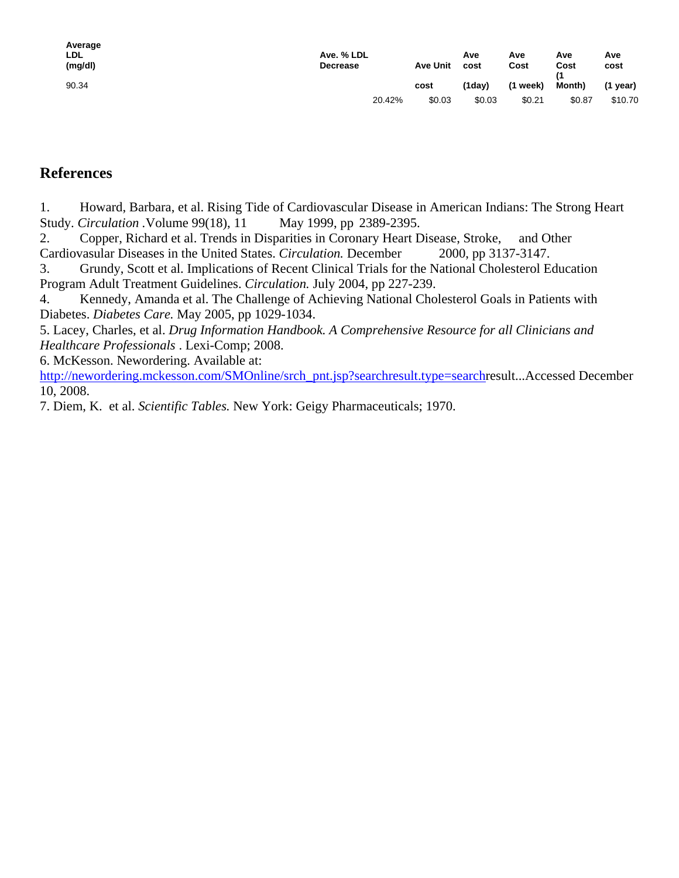| Average LDL (mg/dl) | Ave. % LDL Decrease | Ave Unit cost | Ave cost (1day) | Ave Cost (1 week) | Ave Cost (1 Month) | Ave cost (1 year) |
|---|---|---|---|---|---|---|
| 90.34 | 20.42% | $0.03 | $0.03 | $0.21 | $0.87 | $10.70 |

## References

1. Howard, Barbara, et al. Rising Tide of Cardiovascular Disease in American Indians: The Strong Heart Study. *Circulation* .Volume 99(18), 11 May 1999, pp 2389-2395.
2. Copper, Richard et al. Trends in Disparities in Coronary Heart Disease, Stroke, and Other Cardiovasular Diseases in the United States. *Circulation.* December 2000, pp 3137-3147.
3. Grundy, Scott et al. Implications of Recent Clinical Trials for the National Cholesterol Education Program Adult Treatment Guidelines. *Circulation.* July 2004, pp 227-239.
4. Kennedy, Amanda et al. The Challenge of Achieving National Cholesterol Goals in Patients with Diabetes. *Diabetes Care.* May 2005, pp 1029-1034.
5. Lacey, Charles, et al. *Drug Information Handbook. A Comprehensive Resource for all Clinicians and Healthcare Professionals* . Lexi-Comp; 2008.
6. McKesson. Newordering. Available at: [http://newordering.mckesson.com/SMOnline/srch_pnt.jsp?searchresult.type=search](http://newordering.mckesson.com/SMOnline/srch_pnt.jsp?searchresult.type=search)result...Accessed December 10, 2008.
7. Diem, K. et al. *Scientific Tables.* New York: Geigy Pharmaceuticals; 1970.